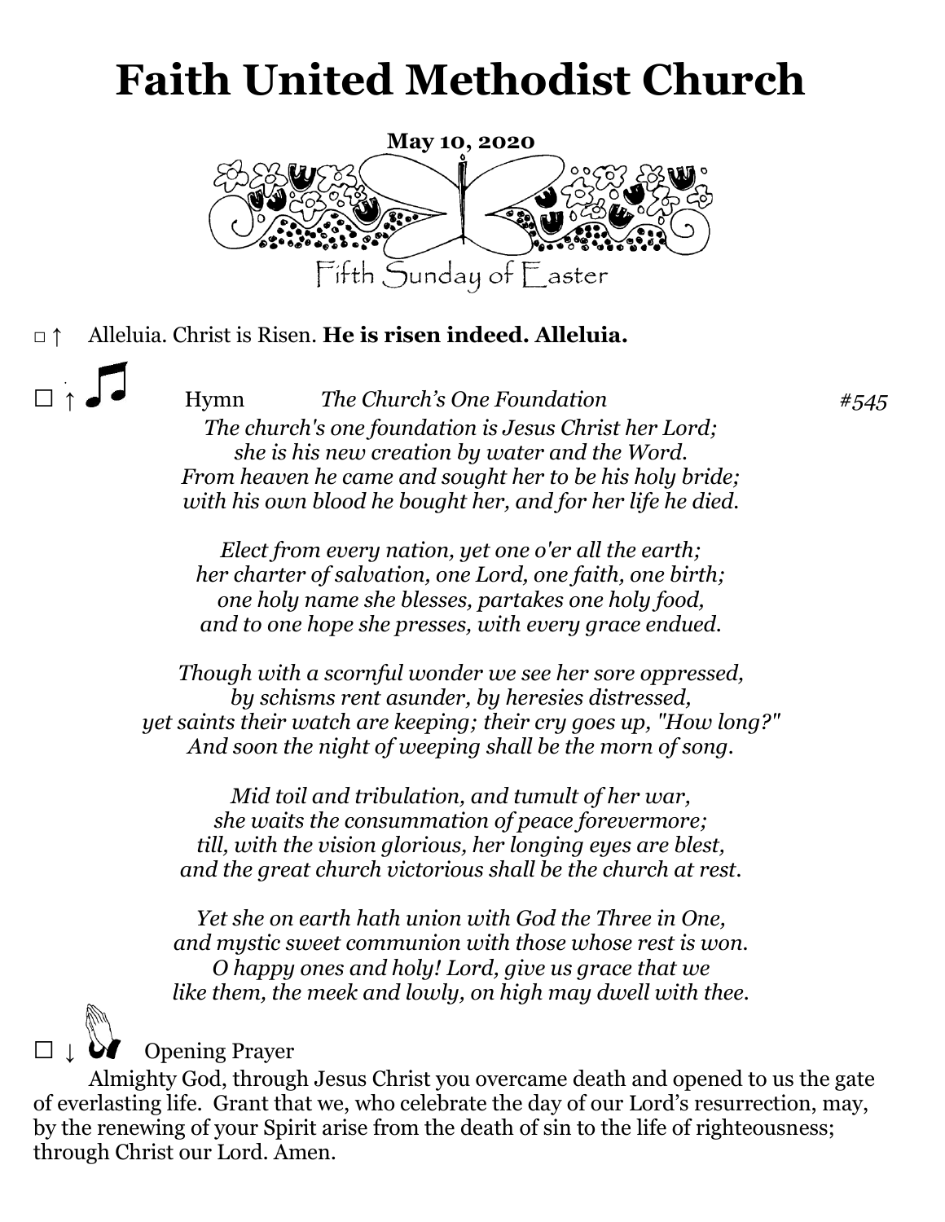# Faith United Methodist Church

**May 10, 2020**

Fifth Sunday of Easter

□ ↑ Alleluia. Christ is Risen. **He is risen indeed. Alleluia.**

□ ↑ Hymn *The Church's One Foundation* *#545*

*The church's one foundation is Jesus Christ her Lord;*
*she is his new creation by water and the Word.*
*From heaven he came and sought her to be his holy bride;*
*with his own blood he bought her, and for her life he died.*

*Elect from every nation, yet one o'er all the earth;*
*her charter of salvation, one Lord, one faith, one birth;*
*one holy name she blesses, partakes one holy food,*
*and to one hope she presses, with every grace endued.*

*Though with a scornful wonder we see her sore oppressed,*
*by schisms rent asunder, by heresies distressed,*
*yet saints their watch are keeping; their cry goes up, "How long?"*
*And soon the night of weeping shall be the morn of song.*

*Mid toil and tribulation, and tumult of her war,*
*she waits the consummation of peace forevermore;*
*till, with the vision glorious, her longing eyes are blest,*
*and the great church victorious shall be the church at rest.*

*Yet she on earth hath union with God the Three in One,*
*and mystic sweet communion with those whose rest is won.*
*O happy ones and holy! Lord, give us grace that we*
*like them, the meek and lowly, on high may dwell with thee.*

□ ↓ Opening Prayer

Almighty God, through Jesus Christ you overcame death and opened to us the gate of everlasting life. Grant that we, who celebrate the day of our Lord's resurrection, may, by the renewing of your Spirit arise from the death of sin to the life of righteousness; through Christ our Lord. Amen.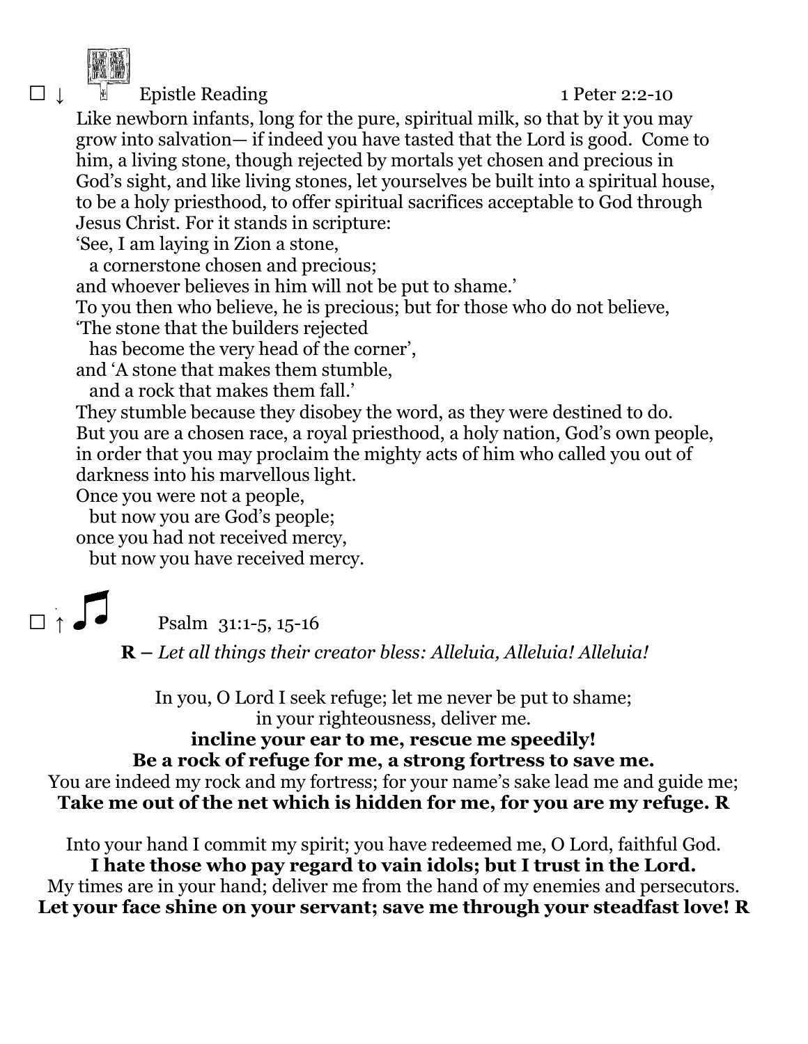☐ ↓ Epistle Reading 1 Peter 2:2-10

Like newborn infants, long for the pure, spiritual milk, so that by it you may grow into salvation— if indeed you have tasted that the Lord is good. Come to him, a living stone, though rejected by mortals yet chosen and precious in God's sight, and like living stones, let yourselves be built into a spiritual house, to be a holy priesthood, to offer spiritual sacrifices acceptable to God through Jesus Christ. For it stands in scripture:
'See, I am laying in Zion a stone,
  a cornerstone chosen and precious;
and whoever believes in him will not be put to shame.'
To you then who believe, he is precious; but for those who do not believe,
'The stone that the builders rejected
  has become the very head of the corner',
and 'A stone that makes them stumble,
  and a rock that makes them fall.'
They stumble because they disobey the word, as they were destined to do.
But you are a chosen race, a royal priesthood, a holy nation, God's own people, in order that you may proclaim the mighty acts of him who called you out of darkness into his marvellous light.
Once you were not a people,
  but now you are God's people;
once you had not received mercy,
  but now you have received mercy.

☐ ↑ Psalm 31:1-5, 15-16

**R** – *Let all things their creator bless: Alleluia, Alleluia! Alleluia!*

In you, O Lord I seek refuge; let me never be put to shame;
in your righteousness, deliver me.
**incline your ear to me, rescue me speedily!**
**Be a rock of refuge for me, a strong fortress to save me.**
You are indeed my rock and my fortress; for your name's sake lead me and guide me;
**Take me out of the net which is hidden for me, for you are my refuge. R**

Into your hand I commit my spirit; you have redeemed me, O Lord, faithful God.
**I hate those who pay regard to vain idols; but I trust in the Lord.**
My times are in your hand; deliver me from the hand of my enemies and persecutors.
**Let your face shine on your servant; save me through your steadfast love! R**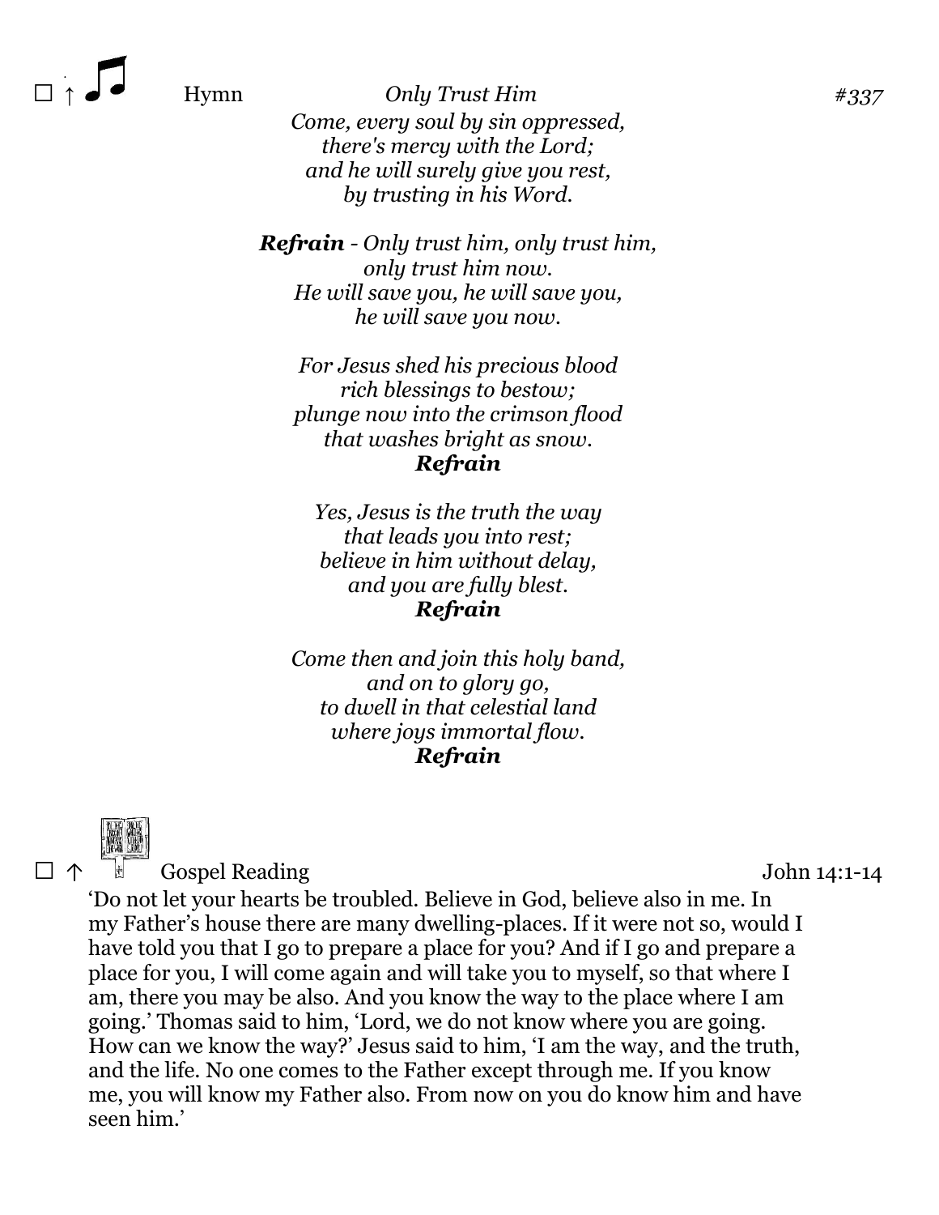☐ ↑ Hymn *Only Trust Him* *#337*

*Come, every soul by sin oppressed,*
*there's mercy with the Lord;*
*and he will surely give you rest,*
*by trusting in his Word.*

***Refrain*** *- Only trust him, only trust him,*
*only trust him now.*
*He will save you, he will save you,*
*he will save you now.*

*For Jesus shed his precious blood*
*rich blessings to bestow;*
*plunge now into the crimson flood*
*that washes bright as snow.*
***Refrain***

*Yes, Jesus is the truth the way*
*that leads you into rest;*
*believe in him without delay,*
*and you are fully blest.*
***Refrain***

*Come then and join this holy band,*
*and on to glory go,*
*to dwell in that celestial land*
*where joys immortal flow.*
***Refrain***

☐ ↑ Gospel Reading John 14:1-14

'Do not let your hearts be troubled. Believe in God, believe also in me. In my Father's house there are many dwelling-places. If it were not so, would I have told you that I go to prepare a place for you? And if I go and prepare a place for you, I will come again and will take you to myself, so that where I am, there you may be also. And you know the way to the place where I am going.' Thomas said to him, 'Lord, we do not know where you are going. How can we know the way?' Jesus said to him, 'I am the way, and the truth, and the life. No one comes to the Father except through me. If you know me, you will know my Father also. From now on you do know him and have seen him.'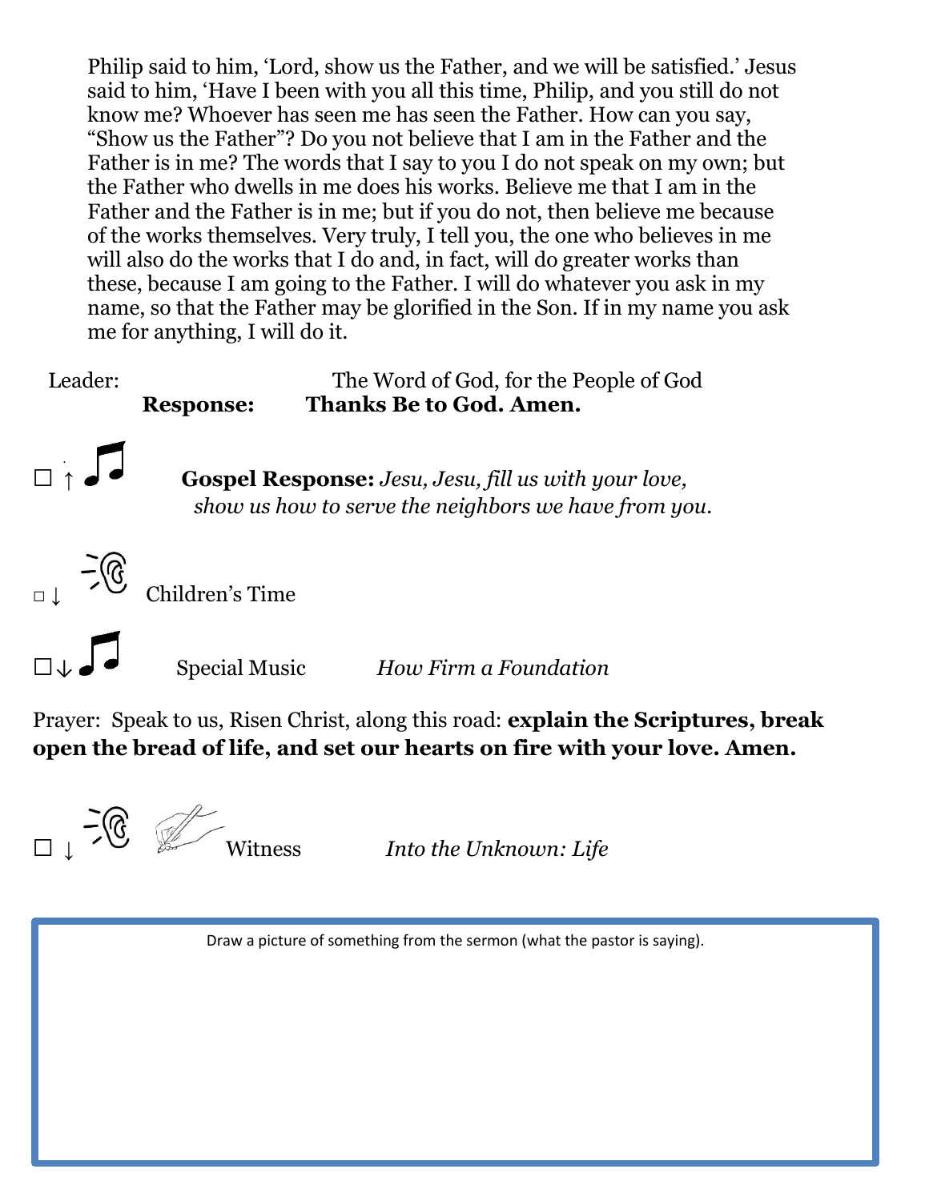Philip said to him, 'Lord, show us the Father, and we will be satisfied.' Jesus said to him, 'Have I been with you all this time, Philip, and you still do not know me? Whoever has seen me has seen the Father. How can you say, "Show us the Father"? Do you not believe that I am in the Father and the Father is in me? The words that I say to you I do not speak on my own; but the Father who dwells in me does his works. Believe me that I am in the Father and the Father is in me; but if you do not, then believe me because of the works themselves. Very truly, I tell you, the one who believes in me will also do the works that I do and, in fact, will do greater works than these, because I am going to the Father. I will do whatever you ask in my name, so that the Father may be glorified in the Son. If in my name you ask me for anything, I will do it.

Leader: The Word of God, for the People of God
**Response: Thanks Be to God. Amen.**

☐ ↑ **Gospel Response:** *Jesu, Jesu, fill us with your love, show us how to serve the neighbors we have from you.*

☐ ↓ Children's Time

☐ ↓ Special Music *How Firm a Foundation*

Prayer: Speak to us, Risen Christ, along this road: **explain the Scriptures, break open the bread of life, and set our hearts on fire with your love. Amen.**

☐ ↓ Witness *Into the Unknown: Life*

Draw a picture of something from the sermon (what the pastor is saying).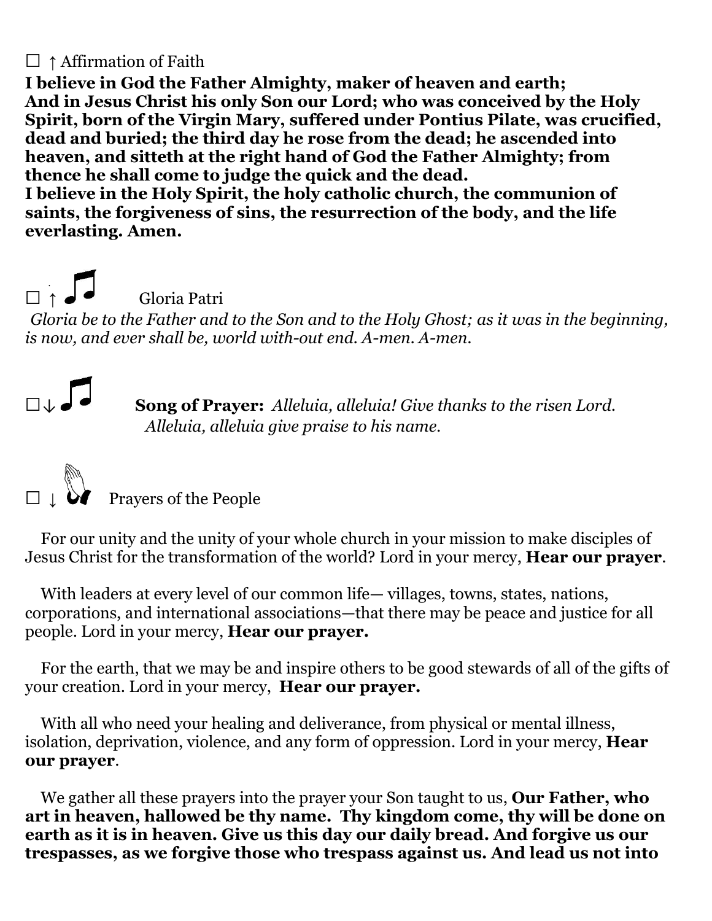☐ ↑ Affirmation of Faith

**I believe in God the Father Almighty, maker of heaven and earth;**
**And in Jesus Christ his only Son our Lord; who was conceived by the Holy Spirit, born of the Virgin Mary, suffered under Pontius Pilate, was crucified, dead and buried; the third day he rose from the dead; he ascended into heaven, and sitteth at the right hand of God the Father Almighty; from thence he shall come to judge the quick and the dead.**
**I believe in the Holy Spirit, the holy catholic church, the communion of saints, the forgiveness of sins, the resurrection of the body, and the life everlasting. Amen.**

☐ ↑ ♫ Gloria Patri

*Gloria be to the Father and to the Son and to the Holy Ghost; as it was in the beginning, is now, and ever shall be, world with-out end. A-men. A-men.*

☐↓ ♫ **Song of Prayer:** *Alleluia, alleluia! Give thanks to the risen Lord. Alleluia, alleluia give praise to his name.*

☐ ↓ Prayers of the People

For our unity and the unity of your whole church in your mission to make disciples of Jesus Christ for the transformation of the world? Lord in your mercy, **Hear our prayer**.

With leaders at every level of our common life— villages, towns, states, nations, corporations, and international associations—that there may be peace and justice for all people. Lord in your mercy, **Hear our prayer.**

For the earth, that we may be and inspire others to be good stewards of all of the gifts of your creation. Lord in your mercy, **Hear our prayer.**

With all who need your healing and deliverance, from physical or mental illness, isolation, deprivation, violence, and any form of oppression. Lord in your mercy, **Hear our prayer**.

We gather all these prayers into the prayer your Son taught to us, **Our Father, who art in heaven, hallowed be thy name. Thy kingdom come, thy will be done on earth as it is in heaven. Give us this day our daily bread. And forgive us our trespasses, as we forgive those who trespass against us. And lead us not into**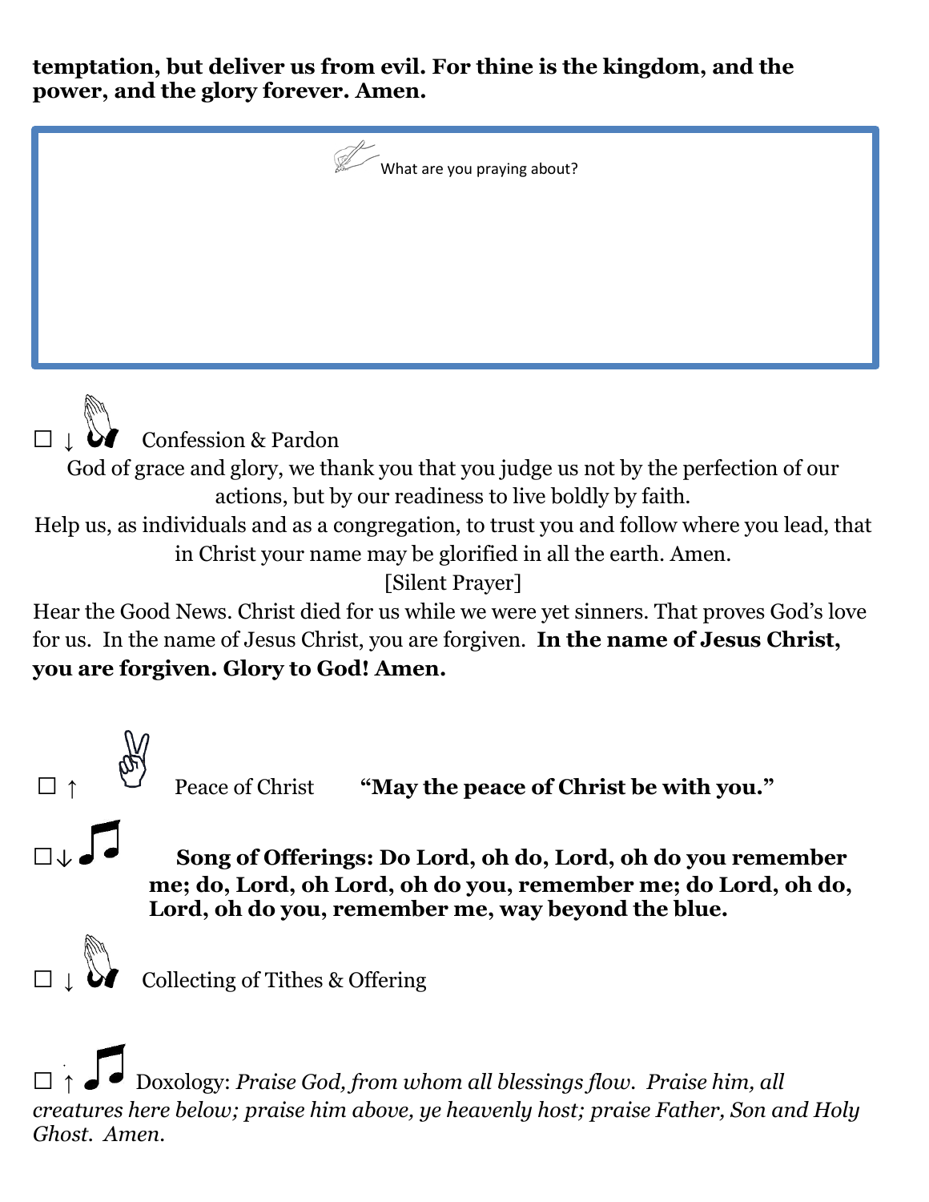**temptation, but deliver us from evil. For thine is the kingdom, and the power, and the glory forever. Amen.**

What are you praying about?

☐ ↓ Confession & Pardon

God of grace and glory, we thank you that you judge us not by the perfection of our actions, but by our readiness to live boldly by faith.

Help us, as individuals and as a congregation, to trust you and follow where you lead, that in Christ your name may be glorified in all the earth. Amen.

[Silent Prayer]

Hear the Good News. Christ died for us while we were yet sinners. That proves God's love for us. In the name of Jesus Christ, you are forgiven. **In the name of Jesus Christ, you are forgiven. Glory to God! Amen.**

☐ ↑ Peace of Christ **"May the peace of Christ be with you."**

☐↓ **Song of Offerings: Do Lord, oh do, Lord, oh do you remember me; do, Lord, oh Lord, oh do you, remember me; do Lord, oh do, Lord, oh do you, remember me, way beyond the blue.**

☐ ↓ Collecting of Tithes & Offering

☐ ↑ Doxology: *Praise God, from whom all blessings flow. Praise him, all creatures here below; praise him above, ye heavenly host; praise Father, Son and Holy Ghost. Amen.*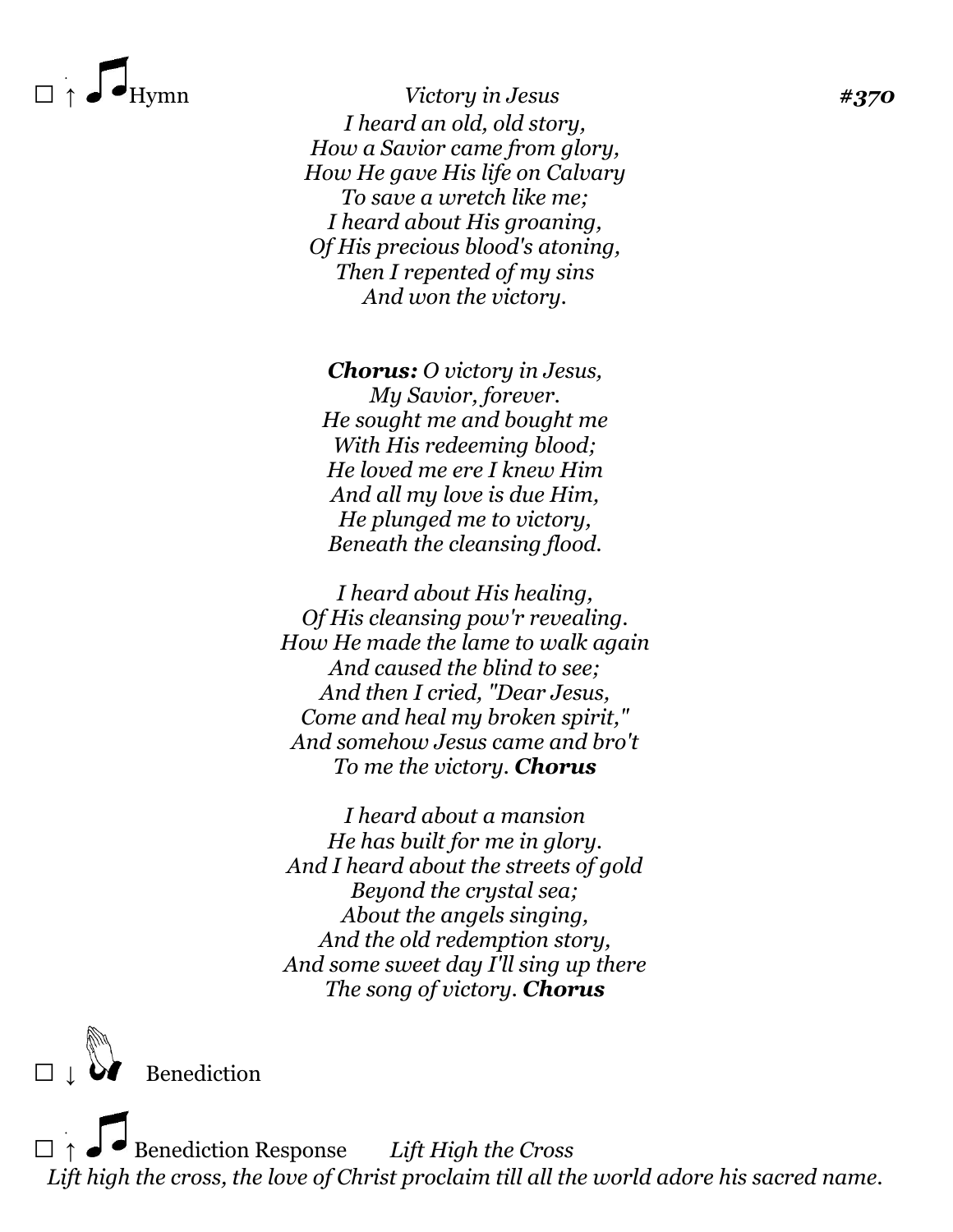☐ ↑ Hymn *Victory in Jesus* ***#370***

*I heard an old, old story,*
*How a Savior came from glory,*
*How He gave His life on Calvary*
*To save a wretch like me;*
*I heard about His groaning,*
*Of His precious blood's atoning,*
*Then I repented of my sins*
*And won the victory.*

***Chorus:*** *O victory in Jesus,*
*My Savior, forever.*
*He sought me and bought me*
*With His redeeming blood;*
*He loved me ere I knew Him*
*And all my love is due Him,*
*He plunged me to victory,*
*Beneath the cleansing flood.*

*I heard about His healing,*
*Of His cleansing pow'r revealing.*
*How He made the lame to walk again*
*And caused the blind to see;*
*And then I cried, "Dear Jesus,*
*Come and heal my broken spirit,"*
*And somehow Jesus came and bro't*
*To me the victory.* ***Chorus***

*I heard about a mansion*
*He has built for me in glory.*
*And I heard about the streets of gold*
*Beyond the crystal sea;*
*About the angels singing,*
*And the old redemption story,*
*And some sweet day I'll sing up there*
*The song of victory.* ***Chorus***

☐ ↓ Benediction

☐ ↑ Benediction Response *Lift High the Cross*

*Lift high the cross, the love of Christ proclaim till all the world adore his sacred name.*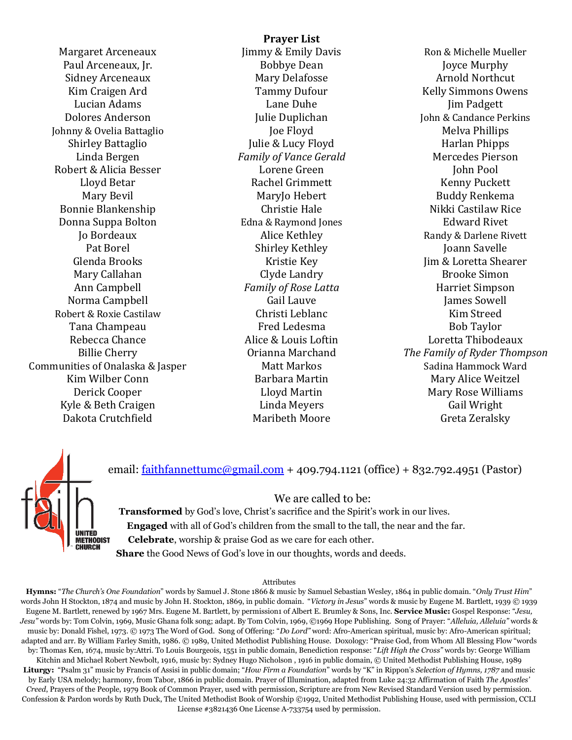## Prayer List

Margaret Arceneaux
Paul Arceneaux, Jr.
Sidney Arceneaux
Kim Craigen Ard
Lucian Adams
Dolores Anderson
Johnny & Ovelia Battaglio
Shirley Battaglio
Linda Bergen
Robert & Alicia Besser
Lloyd Betar
Mary Bevil
Bonnie Blankenship
Donna Suppa Bolton
Jo Bordeaux
Pat Borel
Glenda Brooks
Mary Callahan
Ann Campbell
Norma Campbell
Robert & Roxie Castilaw
Tana Champeau
Rebecca Chance
Billie Cherry
Communities of Onalaska & Jasper
Kim Wilber Conn
Derick Cooper
Kyle & Beth Craigen
Dakota Crutchfield

Jimmy & Emily Davis
Bobbye Dean
Mary Delafosse
Tammy Dufour
Lane Duhe
Julie Duplichan
Joe Floyd
Julie & Lucy Floyd
*Family of Vance Gerald*
Lorene Green
Rachel Grimmett
MaryJo Hebert
Christie Hale
Edna & Raymond Jones
Alice Kethley
Shirley Kethley
Kristie Key
Clyde Landry
*Family of Rose Latta*
Gail Lauve
Christi Leblanc
Fred Ledesma
Alice & Louis Loftin
Orianna Marchand
Matt Markos
Barbara Martin
Lloyd Martin
Linda Meyers
Maribeth Moore

Ron & Michelle Mueller
Joyce Murphy
Arnold Northcut
Kelly Simmons Owens
Jim Padgett
John & Candance Perkins
Melva Phillips
Harlan Phipps
Mercedes Pierson
John Pool
Kenny Puckett
Buddy Renkema
Nikki Castilaw Rice
Edward Rivet
Randy & Darlene Rivett
Joann Savelle
Jim & Loretta Shearer
Brooke Simon
Harriet Simpson
James Sowell
Kim Streed
Bob Taylor
Loretta Thibodeaux
*The Family of Ryder Thompson*
Sadina Hammock Ward
Mary Alice Weitzel
Mary Rose Williams
Gail Wright
Greta Zeralsky

faith UNITED METHODIST CHURCH

email: faithfannettumc@gmail.com + 409.794.1121 (office) + 832.792.4951 (Pastor)

We are called to be:

**Transformed** by God's love, Christ's sacrifice and the Spirit's work in our lives.
**Engaged** with all of God's children from the small to the tall, the near and the far.
**Celebrate**, worship & praise God as we care for each other.
**Share** the Good News of God's love in our thoughts, words and deeds.

Attributes

**Hymns:** "*The Church's One Foundation*" words by Samuel J. Stone 1866 & music by Samuel Sebastian Wesley, 1864 in public domain. "*Only Trust Him*" words John H Stockton, 1874 and music by John H. Stockton, 1869, in public domain. "*Victory in Jesus*" words & music by Eugene M. Bartlett, 1939 © 1939 Eugene M. Bartlett, renewed by 1967 Mrs. Eugene M. Bartlett, by permission1 of Albert E. Brumley & Sons, Inc. **Service Music:** Gospel Response: "*Jesu, Jesu"* words by: Tom Colvin, 1969, Music Ghana folk song; adapt. By Tom Colvin, 1969, ©1969 Hope Publishing. Song of Prayer: "*Alleluia, Alleluia"* words & music by: Donald Fishel, 1973. © 1973 The Word of God. Song of Offering: "*Do Lord"* word: Afro-American spiritual, music by: Afro-American spiritual; adapted and arr. By William Farley Smith, 1986. © 1989, United Methodist Publishing House. Doxology: "Praise God, from Whom All Blessing Flow "words by: Thomas Ken, 1674, music by:Attri. To Louis Bourgeois, 1551 in public domain, Benediction response: "*Lift High the Cross"* words by: George William Kitchin and Michael Robert Newbolt, 1916, music by: Sydney Hugo Nicholson , 1916 in public domain, © United Methodist Publishing House, 1989 **Liturgy:** "Psalm 31" music by Francis of Assisi in public domain; "*How Firm a Foundation*" words by "K" in Rippon's *Selection of Hymns, 1787* and music by Early USA melody; harmony, from Tabor, 1866 in public domain. Prayer of Illumination, adapted from Luke 24:32 Affirmation of Faith *The Apostles' Creed*, Prayers of the People, 1979 Book of Common Prayer, used with permission, Scripture are from New Revised Standard Version used by permission. Confession & Pardon words by Ruth Duck, The United Methodist Book of Worship ©1992, United Methodist Publishing House, used with permission, CCLI License #3821436 One License A-733754 used by permission.